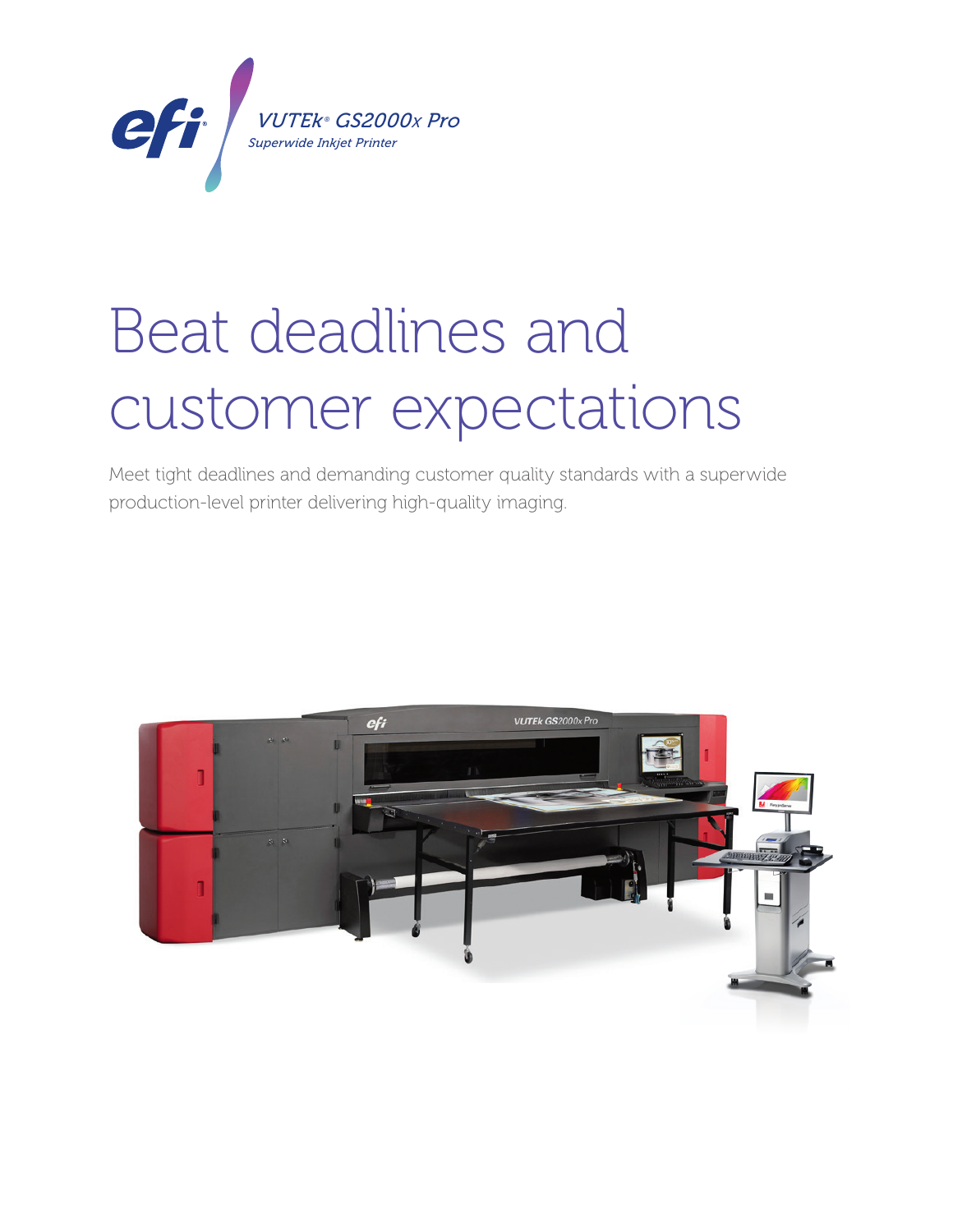VUTEk® GS2000x Pro

*Superwide Inkjet Printer*

# Beat deadlines and customer expectations

Meet tight deadlines and demanding customer quality standards with a superwide production-level printer delivering high-quality imaging.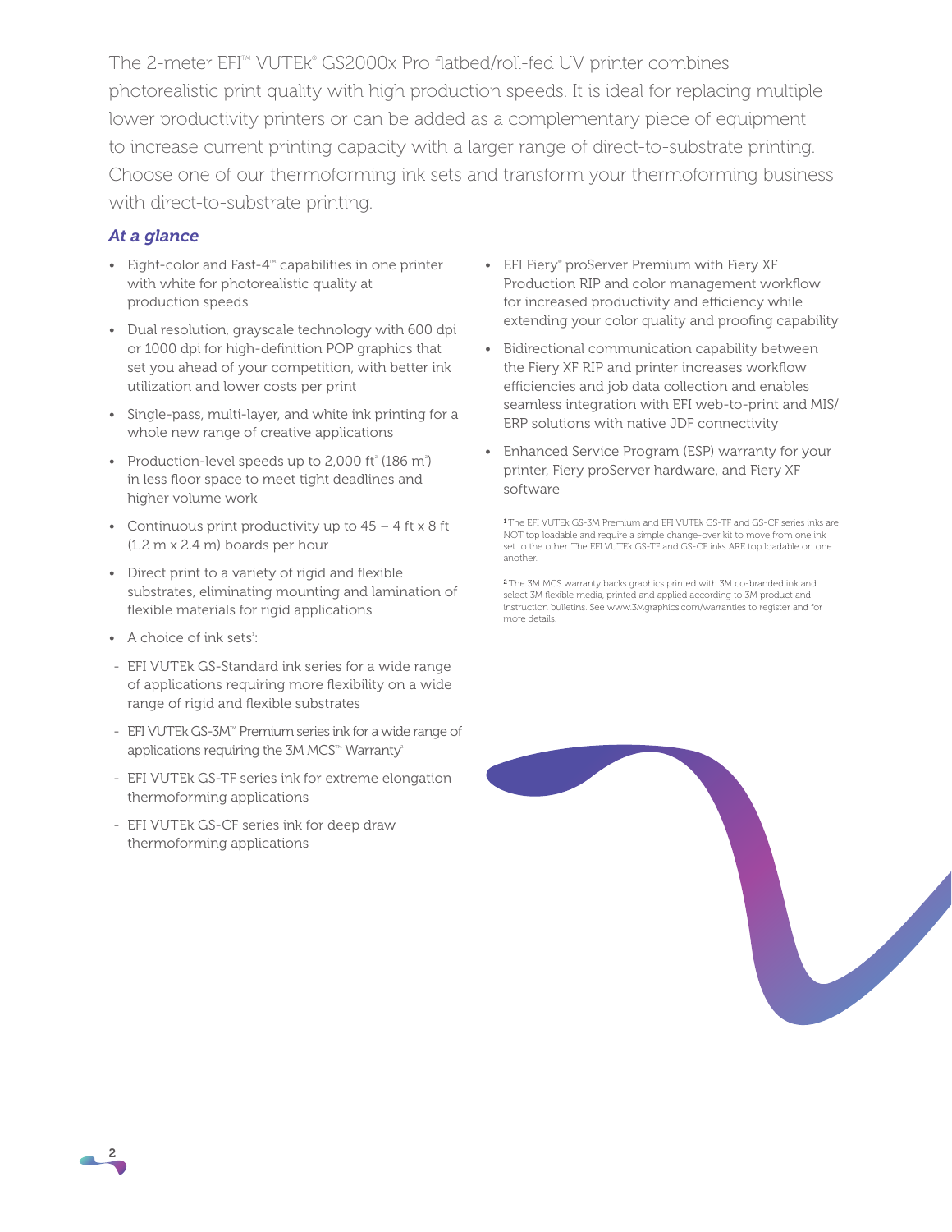The 2-meter EFI™ VUTEk® GS2000x Pro flatbed/roll-fed UV printer combines photorealistic print quality with high production speeds. It is ideal for replacing multiple lower productivity printers or can be added as a complementary piece of equipment to increase current printing capacity with a larger range of direct-to-substrate printing. Choose one of our thermoforming ink sets and transform your thermoforming business with direct-to-substrate printing.

### *At a glance*

- Eight-color and Fast-4™ capabilities in one printer with white for photorealistic quality at production speeds
- Dual resolution, grayscale technology with 600 dpi or 1000 dpi for high-definition POP graphics that set you ahead of your competition, with better ink utilization and lower costs per print
- Single-pass, multi-layer, and white ink printing for a whole new range of creative applications
- Production-level speeds up to 2,000 $ft^2$ (186 $m^2$) in less floor space to meet tight deadlines and higher volume work
- Continuous print productivity up to 45 – 4 ft x 8 ft (1.2 m x 2.4 m) boards per hour
- Direct print to a variety of rigid and flexible substrates, eliminating mounting and lamination of flexible materials for rigid applications
- A choice of ink sets[1]:
  - EFI VUTEk GS-Standard ink series for a wide range of applications requiring more flexibility on a wide range of rigid and flexible substrates
  - EFI VUTEk GS-3M™ Premium series ink for a wide range of applications requiring the 3M MCS™ Warranty[2]
  - EFI VUTEk GS-TF series ink for extreme elongation thermoforming applications
  - EFI VUTEk GS-CF series ink for deep draw thermoforming applications
- EFI Fiery® proServer Premium with Fiery XF Production RIP and color management workflow for increased productivity and efficiency while extending your color quality and proofing capability
- Bidirectional communication capability between the Fiery XF RIP and printer increases workflow efficiencies and job data collection and enables seamless integration with EFI web-to-print and MIS/ERP solutions with native JDF connectivity
- Enhanced Service Program (ESP) warranty for your printer, Fiery proServer hardware, and Fiery XF software

[1] The EFI VUTEk GS-3M Premium and EFI VUTEk GS-TF and GS-CF series inks are NOT top loadable and require a simple change-over kit to move from one ink set to the other. The EFI VUTEk GS-TF and GS-CF inks ARE top loadable on one another.

[2] The 3M MCS warranty backs graphics printed with 3M co-branded ink and select 3M flexible media, printed and applied according to 3M product and instruction bulletins. See www.3Mgraphics.com/warranties to register and for more details.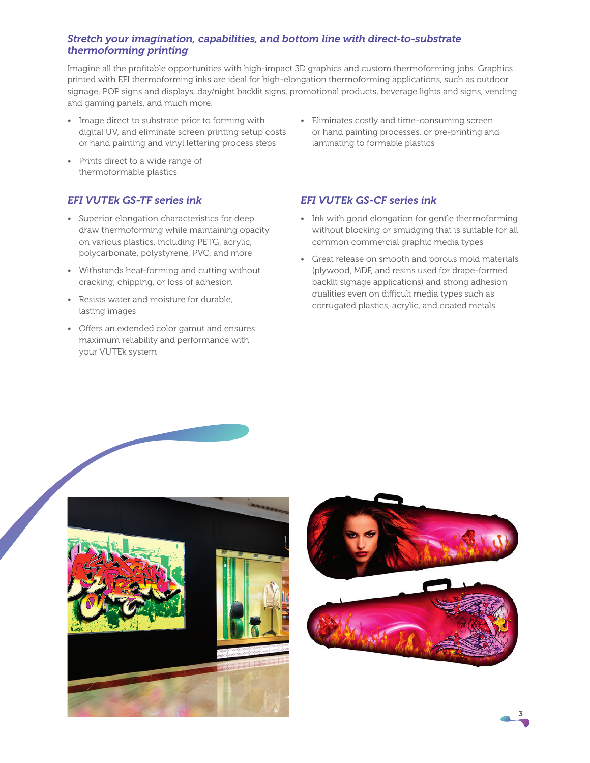## *Stretch your imagination, capabilities, and bottom line with direct-to-substrate thermoforming printing*

Imagine all the profitable opportunities with high-impact 3D graphics and custom thermoforming jobs. Graphics printed with EFI thermoforming inks are ideal for high-elongation thermoforming applications, such as outdoor signage, POP signs and displays, day/night backlit signs, promotional products, beverage lights and signs, vending and gaming panels, and much more.

- Image direct to substrate prior to forming with digital UV, and eliminate screen printing setup costs or hand painting and vinyl lettering process steps
- Prints direct to a wide range of thermoformable plastics
- Eliminates costly and time-consuming screen or hand painting processes, or pre-printing and laminating to formable plastics

### *EFI VUTEk GS-TF series ink*

- Superior elongation characteristics for deep draw thermoforming while maintaining opacity on various plastics, including PETG, acrylic, polycarbonate, polystyrene, PVC, and more
- Withstands heat-forming and cutting without cracking, chipping, or loss of adhesion
- Resists water and moisture for durable, lasting images
- Offers an extended color gamut and ensures maximum reliability and performance with your VUTEk system

### *EFI VUTEk GS-CF series ink*

- Ink with good elongation for gentle thermoforming without blocking or smudging that is suitable for all common commercial graphic media types
- Great release on smooth and porous mold materials (plywood, MDF, and resins used for drape-formed backlit signage applications) and strong adhesion qualities even on difficult media types such as corrugated plastics, acrylic, and coated metals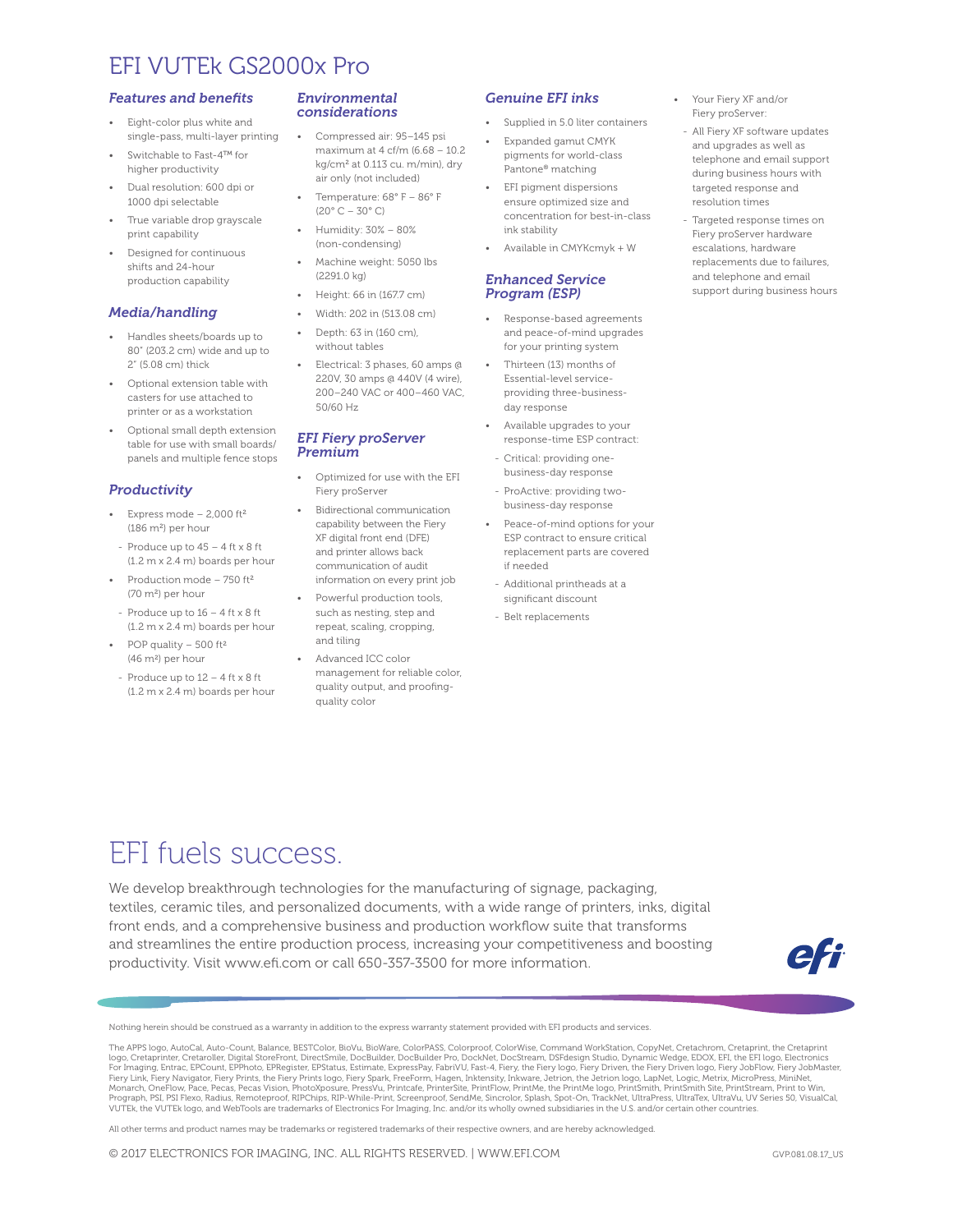# EFI VUTEk GS2000x Pro

### Features and benefits

- Eight-color plus white and single-pass, multi-layer printing
- Switchable to Fast-4™ for higher productivity
- Dual resolution: 600 dpi or 1000 dpi selectable
- True variable drop grayscale print capability
- Designed for continuous shifts and 24-hour production capability

### Media/handling

- Handles sheets/boards up to 80" (203.2 cm) wide and up to 2" (5.08 cm) thick
- Optional extension table with casters for use attached to printer or as a workstation
- Optional small depth extension table for use with small boards/panels and multiple fence stops

### Productivity

- Express mode – 2,000 ft² (186 m²) per hour
  - Produce up to 45 – 4 ft x 8 ft (1.2 m x 2.4 m) boards per hour
- Production mode – 750 ft² (70 m²) per hour
  - Produce up to 16 – 4 ft x 8 ft (1.2 m x 2.4 m) boards per hour
- POP quality – 500 ft² (46 m²) per hour
  - Produce up to 12 – 4 ft x 8 ft (1.2 m x 2.4 m) boards per hour

### Environmental considerations

- Compressed air: 95–145 psi maximum at 4 cf/m (6.68 – 10.2 kg/cm² at 0.113 cu. m/min), dry air only (not included)
- Temperature: 68° F – 86° F (20° C – 30° C)
- Humidity: 30% – 80% (non-condensing)
- Machine weight: 5050 lbs (2291.0 kg)
- Height: 66 in (167.7 cm)
- Width: 202 in (513.08 cm)
- Depth: 63 in (160 cm), without tables
- Electrical: 3 phases, 60 amps @ 220V, 30 amps @ 440V (4 wire), 200–240 VAC or 400–460 VAC, 50/60 Hz

### EFI Fiery proServer Premium

- Optimized for use with the EFI Fiery proServer
- Bidirectional communication capability between the Fiery XF digital front end (DFE) and printer allows back communication of audit information on every print job
- Powerful production tools, such as nesting, step and repeat, scaling, cropping, and tiling
- Advanced ICC color management for reliable color, quality output, and proofing-quality color

### Genuine EFI inks

- Supplied in 5.0 liter containers
- Expanded gamut CMYK pigments for world-class Pantone® matching
- EFI pigment dispersions ensure optimized size and concentration for best-in-class ink stability
- Available in CMYKcmyk + W

### Enhanced Service Program (ESP)

- Response-based agreements and peace-of-mind upgrades for your printing system
- Thirteen (13) months of Essential-level service-providing three-business-day response
- Available upgrades to your response-time ESP contract:
  - Critical: providing one-business-day response
  - ProActive: providing two-business-day response
- Peace-of-mind options for your ESP contract to ensure critical replacement parts are covered if needed
  - Additional printheads at a significant discount
  - Belt replacements
- Your Fiery XF and/or Fiery proServer:
  - All Fiery XF software updates and upgrades as well as telephone and email support during business hours with targeted response and resolution times
  - Targeted response times on Fiery proServer hardware escalations, hardware replacements due to failures, and telephone and email support during business hours

# EFI fuels success.

We develop breakthrough technologies for the manufacturing of signage, packaging, textiles, ceramic tiles, and personalized documents, with a wide range of printers, inks, digital front ends, and a comprehensive business and production workflow suite that transforms and streamlines the entire production process, increasing your competitiveness and boosting productivity. Visit www.efi.com or call 650-357-3500 for more information.

efi

Nothing herein should be construed as a warranty in addition to the express warranty statement provided with EFI products and services.

The APPS logo, AutoCal, Auto-Count, Balance, BESTColor, BioVu, BioWare, ColorPASS, Colorproof, ColorWise, Command WorkStation, CopyNet, Cretachrom, Cretaprint, the Cretaprint logo, Cretaprinter, Cretaroller, Digital StoreFront, DirectSmile, DocBuilder, DocBuilder Pro, DockNet, DocStream, DSFdesign Studio, Dynamic Wedge, EDOX, EFI, the EFI logo, Electronics For Imaging, Entrac, EPCount, EPPhoto, EPRegister, EPStatus, Estimate, ExpressPay, FabriVU, Fast-4, Fiery, the Fiery logo, Fiery Driven, the Fiery Driven logo, Fiery JobFlow, Fiery JobMaster, Fiery Link, Fiery Navigator, Fiery Prints, the Fiery Prints logo, Fiery Spark, FreeForm, Hagen, Inktensity, Inkware, Jetrion, the Jetrion logo, LapNet, Logic, Metrix, MicroPress, MiniNet, Monarch, OneFlow, Pace, Pecas, Pecas Vision, PhotoXposure, PressVu, Printcafe, PrinterSite, PrintFlow, PrintMe, the PrintMe logo, PrintSmith, PrintSmith Site, PrintStream, Print to Win, Prograph, PSI, PSI Flexo, Radius, Remoteproof, RIPChips, RIP-While-Print, Screenproof, SendMe, Sincrolor, Splash, Spot-On, TrackNet, UltraPress, UltraTex, UltraVu, UV Series 50, VisualCal, VUTEk, the VUTEk logo, and WebTools are trademarks of Electronics For Imaging, Inc. and/or its wholly owned subsidiaries in the U.S. and/or certain other countries.

All other terms and product names may be trademarks or registered trademarks of their respective owners, and are hereby acknowledged.

© 2017 ELECTRONICS FOR IMAGING, INC. ALL RIGHTS RESERVED. | WWW.EFI.COM

GVP.081.08.17_US